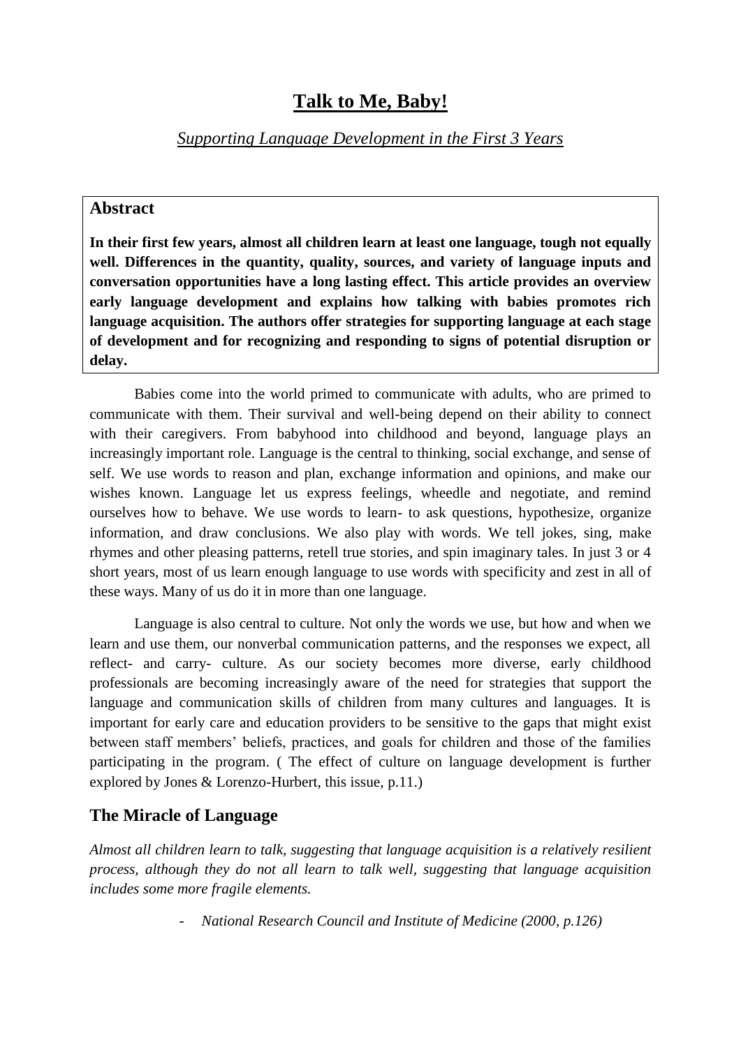# Talk to Me, Baby!

*Supporting Language Development in the First 3 Years*

## Abstract

**In their first few years, almost all children learn at least one language, tough not equally well. Differences in the quantity, quality, sources, and variety of language inputs and conversation opportunities have a long lasting effect. This article provides an overview early language development and explains how talking with babies promotes rich language acquisition. The authors offer strategies for supporting language at each stage of development and for recognizing and responding to signs of potential disruption or delay.**

Babies come into the world primed to communicate with adults, who are primed to communicate with them. Their survival and well-being depend on their ability to connect with their caregivers. From babyhood into childhood and beyond, language plays an increasingly important role. Language is the central to thinking, social exchange, and sense of self. We use words to reason and plan, exchange information and opinions, and make our wishes known. Language let us express feelings, wheedle and negotiate, and remind ourselves how to behave. We use words to learn- to ask questions, hypothesize, organize information, and draw conclusions. We also play with words. We tell jokes, sing, make rhymes and other pleasing patterns, retell true stories, and spin imaginary tales. In just 3 or 4 short years, most of us learn enough language to use words with specificity and zest in all of these ways. Many of us do it in more than one language.

Language is also central to culture. Not only the words we use, but how and when we learn and use them, our nonverbal communication patterns, and the responses we expect, all reflect- and carry- culture. As our society becomes more diverse, early childhood professionals are becoming increasingly aware of the need for strategies that support the language and communication skills of children from many cultures and languages. It is important for early care and education providers to be sensitive to the gaps that might exist between staff members' beliefs, practices, and goals for children and those of the families participating in the program. ( The effect of culture on language development is further explored by Jones & Lorenzo-Hurbert, this issue, p.11.)

## The Miracle of Language

*Almost all children learn to talk, suggesting that language acquisition is a relatively resilient process, although they do not all learn to talk well, suggesting that language acquisition includes some more fragile elements.*

- *National Research Council and Institute of Medicine (2000, p.126)*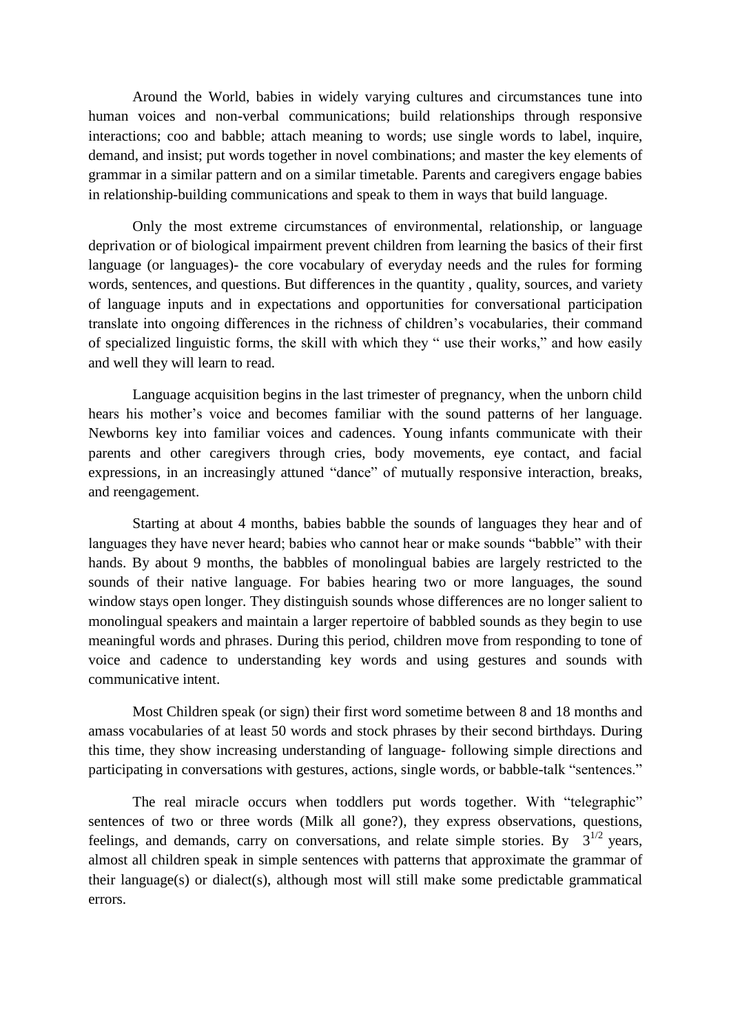Around the World, babies in widely varying cultures and circumstances tune into human voices and non-verbal communications; build relationships through responsive interactions; coo and babble; attach meaning to words; use single words to label, inquire, demand, and insist; put words together in novel combinations; and master the key elements of grammar in a similar pattern and on a similar timetable. Parents and caregivers engage babies in relationship-building communications and speak to them in ways that build language.

Only the most extreme circumstances of environmental, relationship, or language deprivation or of biological impairment prevent children from learning the basics of their first language (or languages)- the core vocabulary of everyday needs and the rules for forming words, sentences, and questions. But differences in the quantity , quality, sources, and variety of language inputs and in expectations and opportunities for conversational participation translate into ongoing differences in the richness of children's vocabularies, their command of specialized linguistic forms, the skill with which they " use their works," and how easily and well they will learn to read.

Language acquisition begins in the last trimester of pregnancy, when the unborn child hears his mother's voice and becomes familiar with the sound patterns of her language. Newborns key into familiar voices and cadences. Young infants communicate with their parents and other caregivers through cries, body movements, eye contact, and facial expressions, in an increasingly attuned "dance" of mutually responsive interaction, breaks, and reengagement.

Starting at about 4 months, babies babble the sounds of languages they hear and of languages they have never heard; babies who cannot hear or make sounds "babble" with their hands. By about 9 months, the babbles of monolingual babies are largely restricted to the sounds of their native language. For babies hearing two or more languages, the sound window stays open longer. They distinguish sounds whose differences are no longer salient to monolingual speakers and maintain a larger repertoire of babbled sounds as they begin to use meaningful words and phrases. During this period, children move from responding to tone of voice and cadence to understanding key words and using gestures and sounds with communicative intent.

Most Children speak (or sign) their first word sometime between 8 and 18 months and amass vocabularies of at least 50 words and stock phrases by their second birthdays. During this time, they show increasing understanding of language- following simple directions and participating in conversations with gestures, actions, single words, or babble-talk "sentences."

The real miracle occurs when toddlers put words together. With "telegraphic" sentences of two or three words (Milk all gone?), they express observations, questions, feelings, and demands, carry on conversations, and relate simple stories. By $3^{1/2}$ years, almost all children speak in simple sentences with patterns that approximate the grammar of their language(s) or dialect(s), although most will still make some predictable grammatical errors.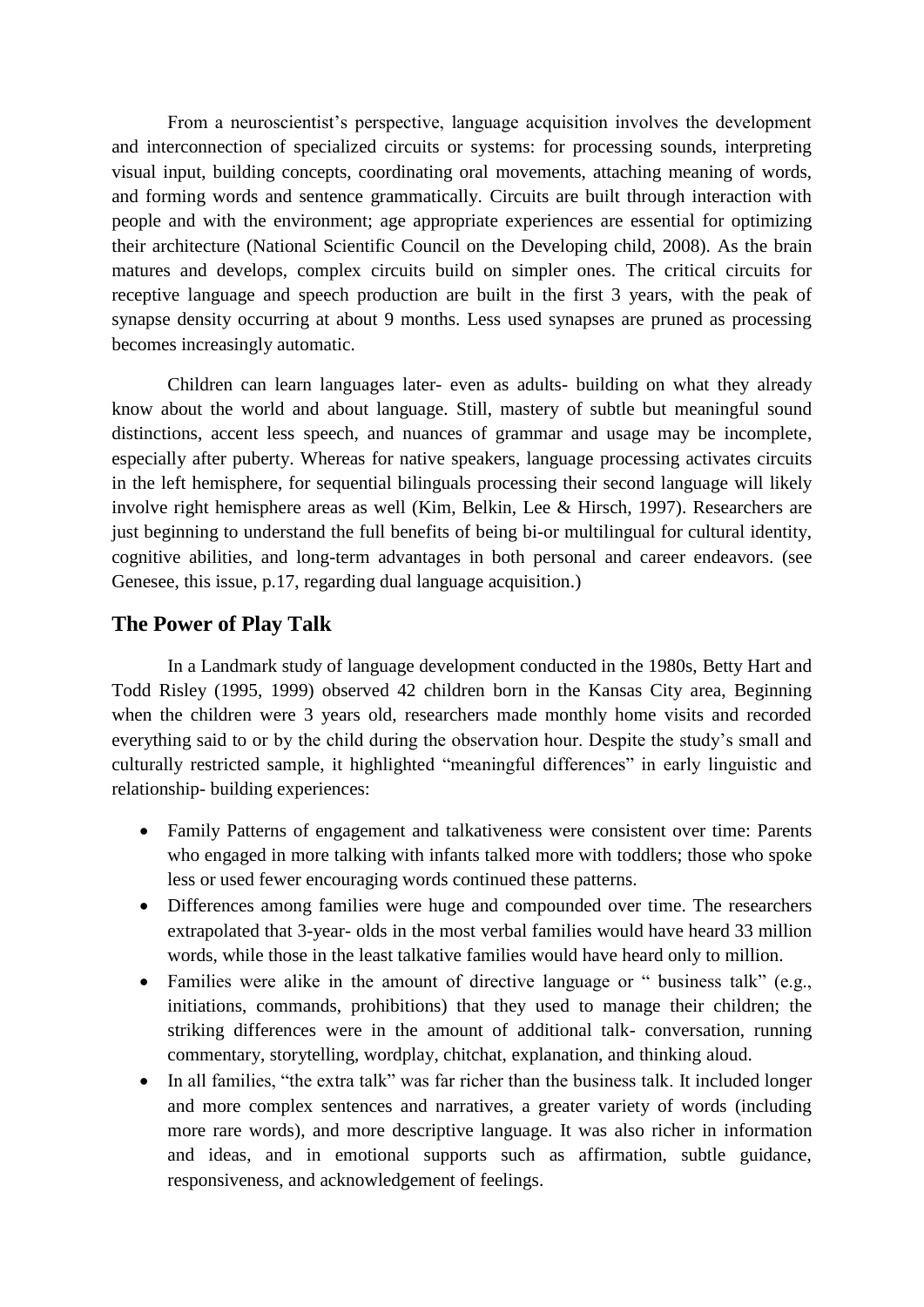From a neuroscientist's perspective, language acquisition involves the development and interconnection of specialized circuits or systems: for processing sounds, interpreting visual input, building concepts, coordinating oral movements, attaching meaning of words, and forming words and sentence grammatically. Circuits are built through interaction with people and with the environment; age appropriate experiences are essential for optimizing their architecture (National Scientific Council on the Developing child, 2008). As the brain matures and develops, complex circuits build on simpler ones. The critical circuits for receptive language and speech production are built in the first 3 years, with the peak of synapse density occurring at about 9 months. Less used synapses are pruned as processing becomes increasingly automatic.

Children can learn languages later- even as adults- building on what they already know about the world and about language. Still, mastery of subtle but meaningful sound distinctions, accent less speech, and nuances of grammar and usage may be incomplete, especially after puberty. Whereas for native speakers, language processing activates circuits in the left hemisphere, for sequential bilinguals processing their second language will likely involve right hemisphere areas as well (Kim, Belkin, Lee & Hirsch, 1997). Researchers are just beginning to understand the full benefits of being bi-or multilingual for cultural identity, cognitive abilities, and long-term advantages in both personal and career endeavors. (see Genesee, this issue, p.17, regarding dual language acquisition.)

## The Power of Play Talk

In a Landmark study of language development conducted in the 1980s, Betty Hart and Todd Risley (1995, 1999) observed 42 children born in the Kansas City area, Beginning when the children were 3 years old, researchers made monthly home visits and recorded everything said to or by the child during the observation hour. Despite the study's small and culturally restricted sample, it highlighted "meaningful differences" in early linguistic and relationship- building experiences:

- Family Patterns of engagement and talkativeness were consistent over time: Parents who engaged in more talking with infants talked more with toddlers; those who spoke less or used fewer encouraging words continued these patterns.
- Differences among families were huge and compounded over time. The researchers extrapolated that 3-year- olds in the most verbal families would have heard 33 million words, while those in the least talkative families would have heard only to million.
- Families were alike in the amount of directive language or " business talk" (e.g., initiations, commands, prohibitions) that they used to manage their children; the striking differences were in the amount of additional talk- conversation, running commentary, storytelling, wordplay, chitchat, explanation, and thinking aloud.
- In all families, "the extra talk" was far richer than the business talk. It included longer and more complex sentences and narratives, a greater variety of words (including more rare words), and more descriptive language. It was also richer in information and ideas, and in emotional supports such as affirmation, subtle guidance, responsiveness, and acknowledgement of feelings.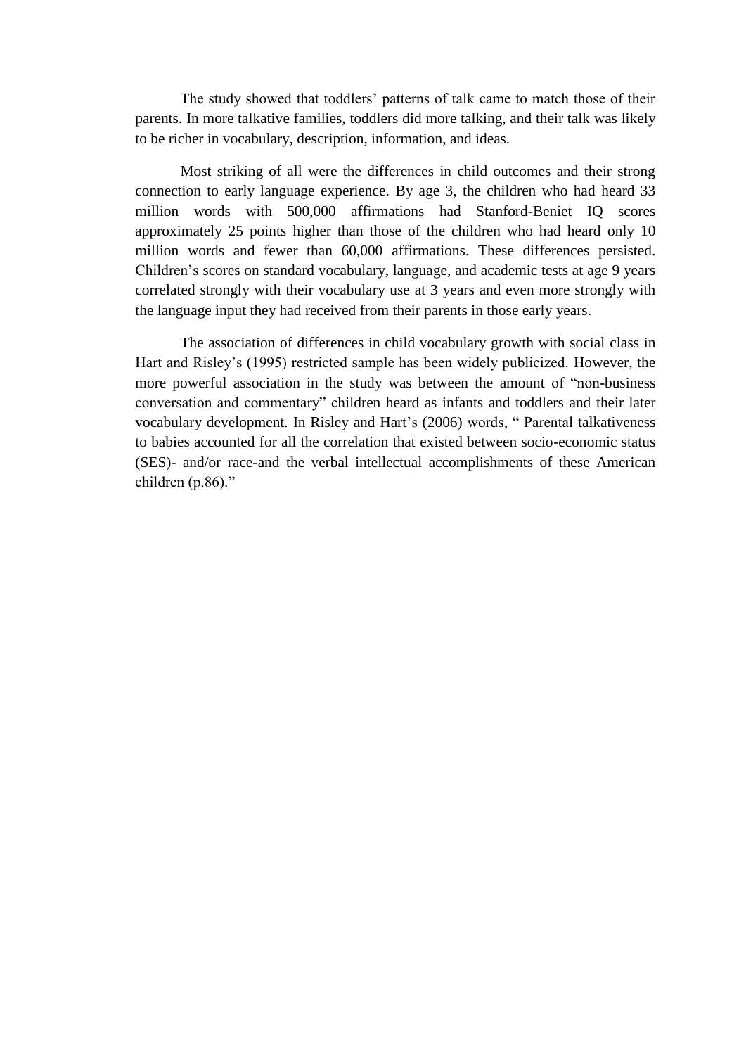The study showed that toddlers' patterns of talk came to match those of their parents. In more talkative families, toddlers did more talking, and their talk was likely to be richer in vocabulary, description, information, and ideas.

Most striking of all were the differences in child outcomes and their strong connection to early language experience. By age 3, the children who had heard 33 million words with 500,000 affirmations had Stanford-Beniet IQ scores approximately 25 points higher than those of the children who had heard only 10 million words and fewer than 60,000 affirmations. These differences persisted. Children's scores on standard vocabulary, language, and academic tests at age 9 years correlated strongly with their vocabulary use at 3 years and even more strongly with the language input they had received from their parents in those early years.

The association of differences in child vocabulary growth with social class in Hart and Risley's (1995) restricted sample has been widely publicized. However, the more powerful association in the study was between the amount of "non-business conversation and commentary" children heard as infants and toddlers and their later vocabulary development. In Risley and Hart's (2006) words, " Parental talkativeness to babies accounted for all the correlation that existed between socio-economic status (SES)- and/or race-and the verbal intellectual accomplishments of these American children (p.86)."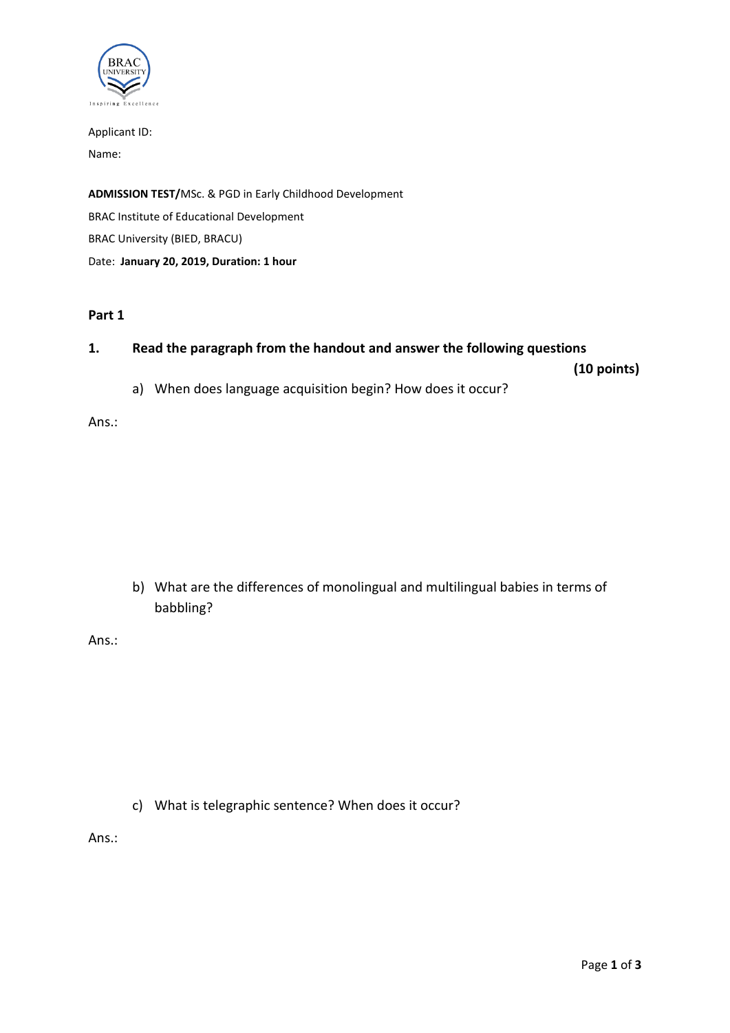Applicant ID:

Name:

**ADMISSION TEST/**MSc. & PGD in Early Childhood Development

BRAC Institute of Educational Development

BRAC University (BIED, BRACU)

Date: **January 20, 2019, Duration: 1 hour**

## Part 1

**1. Read the paragraph from the handout and answer the following questions**

**(10 points)**

a) When does language acquisition begin? How does it occur?

Ans.:

b) What are the differences of monolingual and multilingual babies in terms of babbling?

Ans.:

c) What is telegraphic sentence? When does it occur?

Ans.: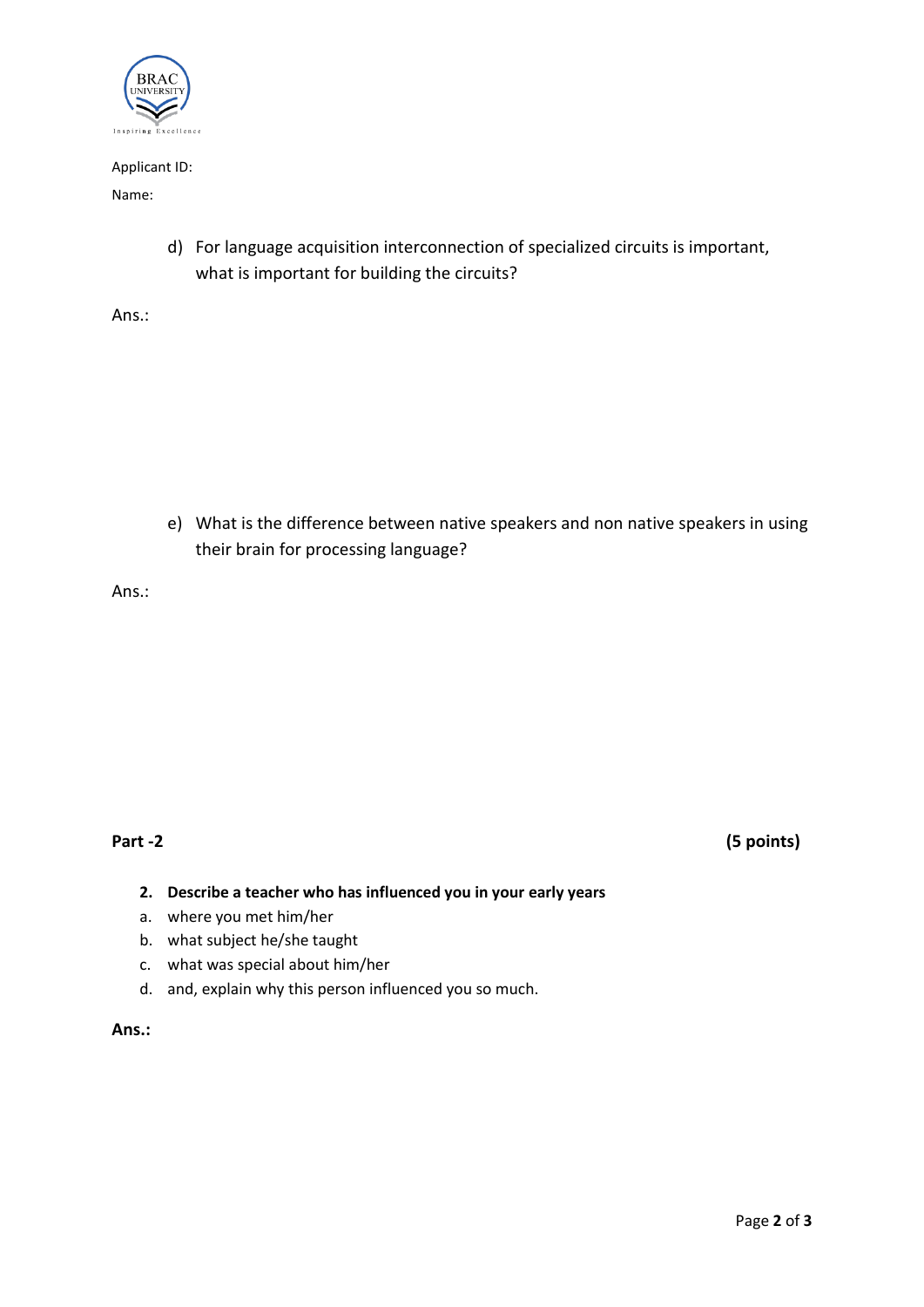Applicant ID:

Name:

d) For language acquisition interconnection of specialized circuits is important, what is important for building the circuits?

Ans.:

e) What is the difference between native speakers and non native speakers in using their brain for processing language?

Ans.:

**Part -2** **(5 points)**

2. **Describe a teacher who has influenced you in your early years**

a. where you met him/her
b. what subject he/she taught
c. what was special about him/her
d. and, explain why this person influenced you so much.

**Ans.:**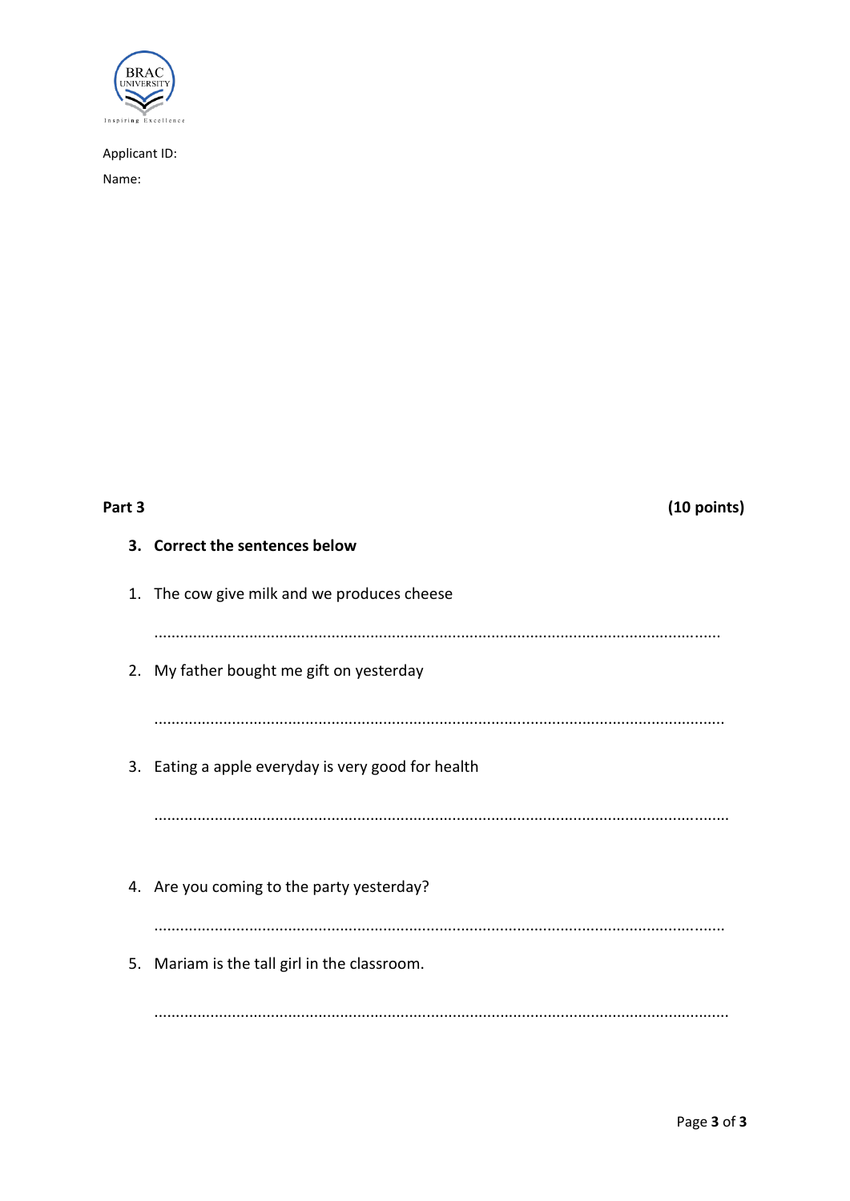Applicant ID:

Name:

**Part 3** **(10 points)**

3. **Correct the sentences below**

1. The cow give milk and we produces cheese

   ..................................................................................................................................

2. My father bought me gift on yesterday

   ..................................................................................................................................

3. Eating a apple everyday is very good for health

   ..................................................................................................................................

4. Are you coming to the party yesterday?

   ..................................................................................................................................

5. Mariam is the tall girl in the classroom.

   ..................................................................................................................................